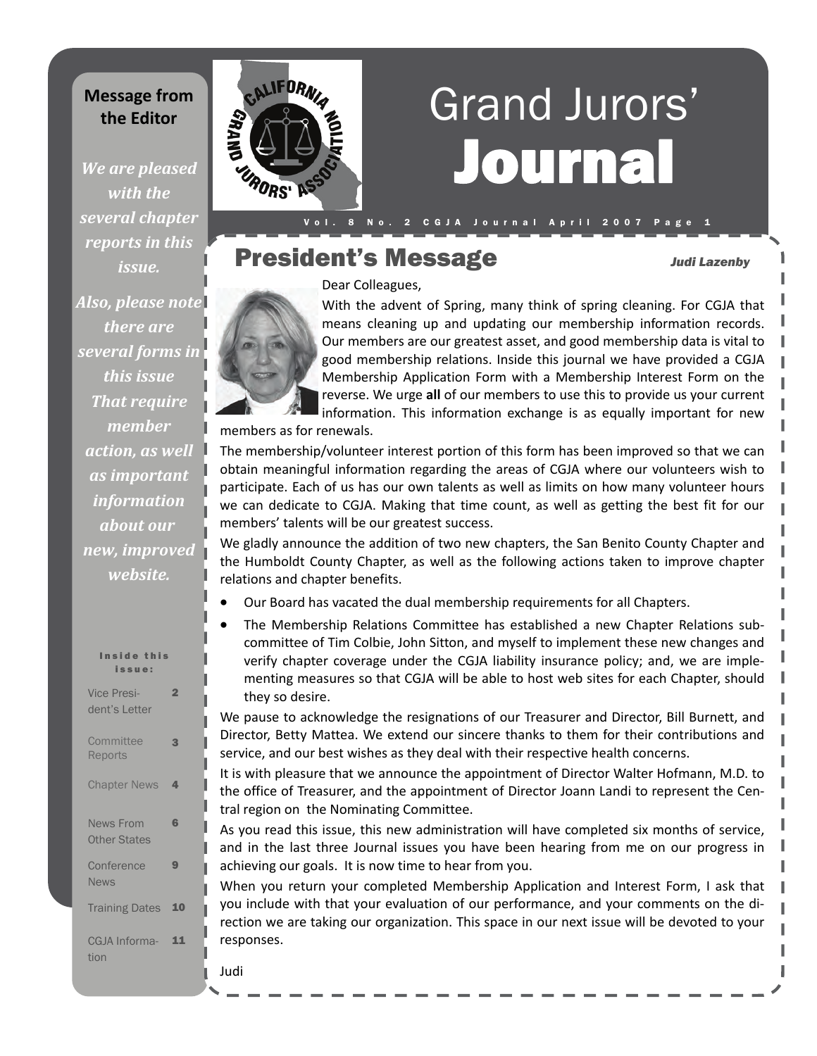# Grand Jurors' Journal

## Message from the Editor

*We are pleased with the several chapter reports in this issue.*

*Also, please note there are several forms in this issue That require member action, as well as important information about our new, improved website.*

**Inside this issue:**

| | |
|---|---|
| Vice President's Letter | 2 |
| Committee Reports | 3 |
| Chapter News | 4 |
| News From Other States | 6 |
| Conference News | 9 |
| Training Dates | 10 |
| CGJA Information | 11 |

## President's Message

*Judi Lazenby*

Dear Colleagues,

With the advent of Spring, many think of spring cleaning. For CGJA that means cleaning up and updating our membership information records. Our members are our greatest asset, and good membership data is vital to good membership relations. Inside this journal we have provided a CGJA Membership Application Form with a Membership Interest Form on the reverse. We urge **all** of our members to use this to provide us your current information. This information exchange is as equally important for new members as for renewals.

The membership/volunteer interest portion of this form has been improved so that we can obtain meaningful information regarding the areas of CGJA where our volunteers wish to participate. Each of us has our own talents as well as limits on how many volunteer hours we can dedicate to CGJA. Making that time count, as well as getting the best fit for our members' talents will be our greatest success.

We gladly announce the addition of two new chapters, the San Benito County Chapter and the Humboldt County Chapter, as well as the following actions taken to improve chapter relations and chapter benefits.

- Our Board has vacated the dual membership requirements for all Chapters.
- The Membership Relations Committee has established a new Chapter Relations subcommittee of Tim Colbie, John Sitton, and myself to implement these new changes and verify chapter coverage under the CGJA liability insurance policy; and, we are implementing measures so that CGJA will be able to host web sites for each Chapter, should they so desire.

We pause to acknowledge the resignations of our Treasurer and Director, Bill Burnett, and Director, Betty Mattea. We extend our sincere thanks to them for their contributions and service, and our best wishes as they deal with their respective health concerns.

It is with pleasure that we announce the appointment of Director Walter Hofmann, M.D. to the office of Treasurer, and the appointment of Director Joann Landi to represent the Central region on the Nominating Committee.

As you read this issue, this new administration will have completed six months of service, and in the last three Journal issues you have been hearing from me on our progress in achieving our goals. It is now time to hear from you.

When you return your completed Membership Application and Interest Form, I ask that you include with that your evaluation of our performance, and your comments on the direction we are taking our organization. This space in our next issue will be devoted to your responses.

Judi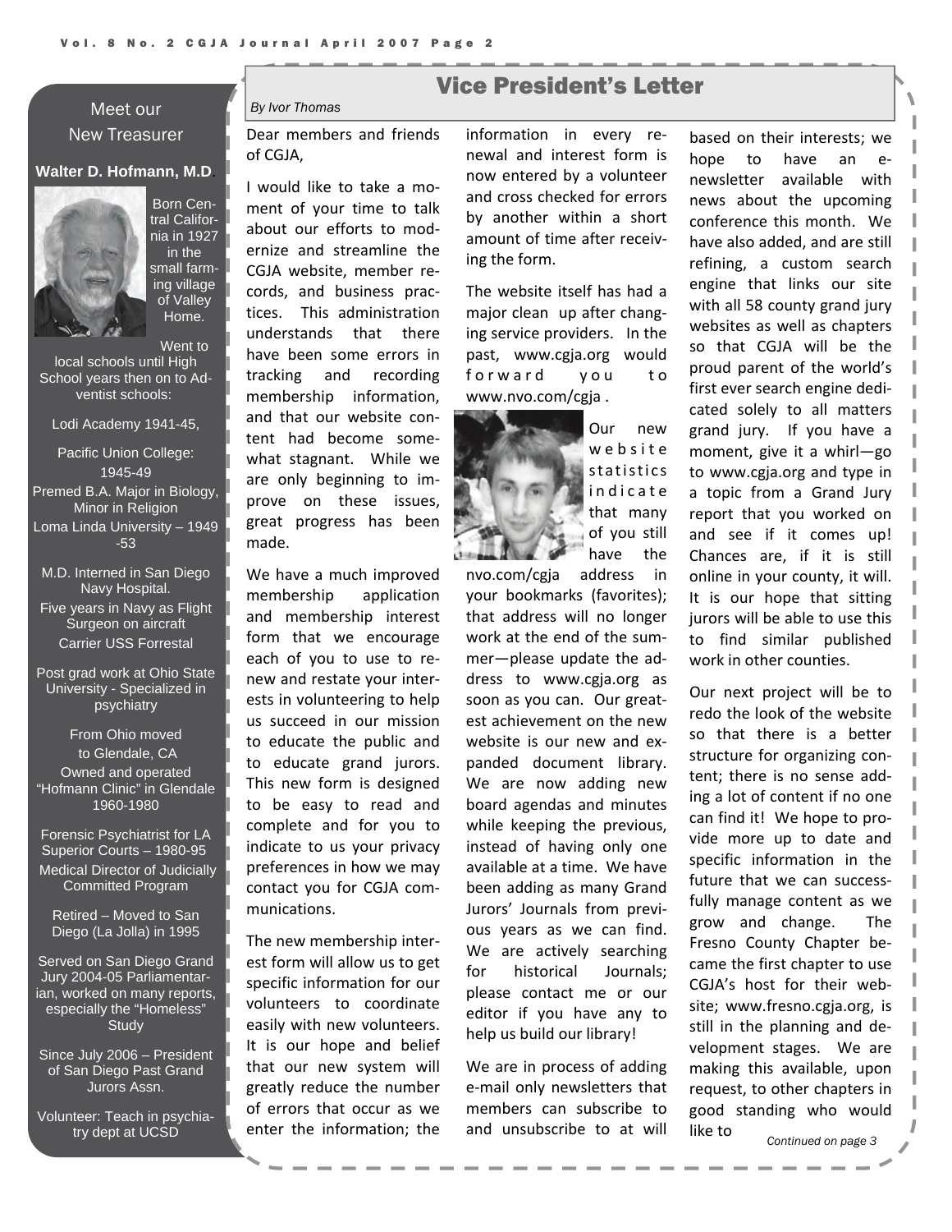## Meet our New Treasurer

**Walter D. Hofmann, M.D.**

Born Central California in 1927 in the small farming village of Valley Home.

Went to local schools until High School years then on to Adventist schools:

Lodi Academy 1941-45,

Pacific Union College: 1945-49
Premed B.A. Major in Biology, Minor in Religion
Loma Linda University – 1949-53

M.D. Interned in San Diego Navy Hospital.
Five years in Navy as Flight Surgeon on aircraft Carrier USS Forrestal

Post grad work at Ohio State University - Specialized in psychiatry

From Ohio moved to Glendale, CA
Owned and operated "Hofmann Clinic" in Glendale 1960-1980

Forensic Psychiatrist for LA Superior Courts – 1980-95
Medical Director of Judicially Committed Program

Retired – Moved to San Diego (La Jolla) in 1995

Served on San Diego Grand Jury 2004-05 Parliamentarian, worked on many reports, especially the "Homeless" Study

Since July 2006 – President of San Diego Past Grand Jurors Assn.

Volunteer: Teach in psychiatry dept at UCSD

## Vice President's Letter

*By Ivor Thomas*

Dear members and friends of CGJA,

I would like to take a moment of your time to talk about our efforts to modernize and streamline the CGJA website, member records, and business practices. This administration understands that there have been some errors in tracking and recording membership information, and that our website content had become somewhat stagnant. While we are only beginning to improve on these issues, great progress has been made.

We have a much improved membership application and membership interest form that we encourage each of you to use to renew and restate your interests in volunteering to help us succeed in our mission to educate the public and to educate grand jurors. This new form is designed to be easy to read and complete and for you to indicate to us your privacy preferences in how we may contact you for CGJA communications.

The new membership interest form will allow us to get specific information for our volunteers to coordinate easily with new volunteers. It is our hope and belief that our new system will greatly reduce the number of errors that occur as we enter the information; the information in every renewal and interest form is now entered by a volunteer and cross checked for errors by another within a short amount of time after receiving the form.

The website itself has had a major clean up after changing service providers. In the past, www.cgja.org would forward you to www.nvo.com/cgja .

Our new website statistics indicate that many of you still have the nvo.com/cgja address in your bookmarks (favorites); that address will no longer work at the end of the summer—please update the address to www.cgja.org as soon as you can. Our greatest achievement on the new website is our new and expanded document library. We are now adding new board agendas and minutes while keeping the previous, instead of having only one available at a time. We have been adding as many Grand Jurors' Journals from previous years as we can find. We are actively searching for historical Journals; please contact me or our editor if you have any to help us build our library!

We are in process of adding e-mail only newsletters that members can subscribe to and unsubscribe to at will based on their interests; we hope to have an e-newsletter available with news about the upcoming conference this month. We have also added, and are still refining, a custom search engine that links our site with all 58 county grand jury websites as well as chapters so that CGJA will be the proud parent of the world's first ever search engine dedicated solely to all matters grand jury. If you have a moment, give it a whirl—go to www.cgja.org and type in a topic from a Grand Jury report that you worked on and see if it comes up! Chances are, if it is still online in your county, it will. It is our hope that sitting jurors will be able to use this to find similar published work in other counties.

Our next project will be to redo the look of the website so that there is a better structure for organizing content; there is no sense adding a lot of content if no one can find it! We hope to provide more up to date and specific information in the future that we can successfully manage content as we grow and change. The Fresno County Chapter became the first chapter to use CGJA's host for their website; www.fresno.cgja.org, is still in the planning and development stages. We are making this available, upon request, to other chapters in good standing who would like to

*Continued on page 3*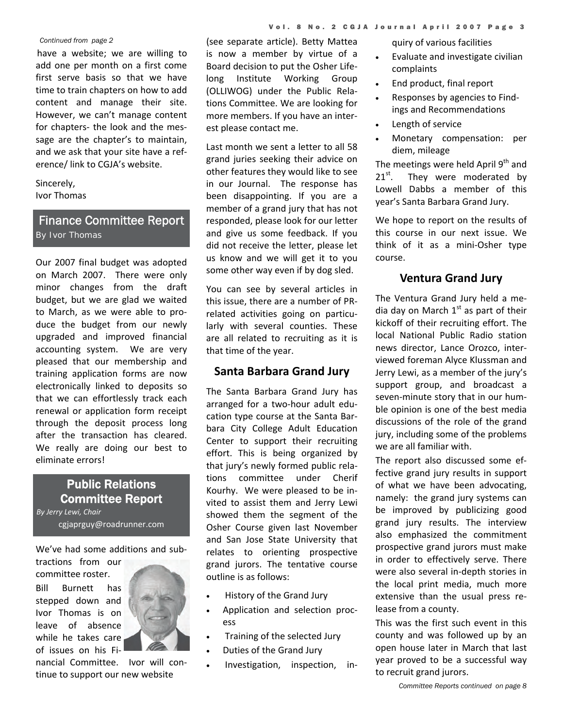*Continued from page 2*

have a website; we are willing to add one per month on a first come first serve basis so that we have time to train chapters on how to add content and manage their site. However, we can't manage content for chapters- the look and the message are the chapter's to maintain, and we ask that your site have a reference/ link to CGJA's website.

Sincerely,
Ivor Thomas

## Finance Committee Report

By Ivor Thomas

Our 2007 final budget was adopted on March 2007. There were only minor changes from the draft budget, but we are glad we waited to March, as we were able to produce the budget from our newly upgraded and improved financial accounting system. We are very pleased that our membership and training application forms are now electronically linked to deposits so that we can effortlessly track each renewal or application form receipt through the deposit process long after the transaction has cleared. We really are doing our best to eliminate errors!

## Public Relations Committee Report

*By Jerry Lewi, Chair*
cgjaprguy@roadrunner.com

We've had some additions and subtractions from our committee roster.

Bill Burnett has stepped down and Ivor Thomas is on leave of absence while he takes care of issues on his Financial Committee. Ivor will continue to support our new website (see separate article). Betty Mattea is now a member by virtue of a Board decision to put the Osher Lifelong Institute Working Group (OLLIWOG) under the Public Relations Committee. We are looking for more members. If you have an interest please contact me.

Last month we sent a letter to all 58 grand juries seeking their advice on other features they would like to see in our Journal. The response has been disappointing. If you are a member of a grand jury that has not responded, please look for our letter and give us some feedback. If you did not receive the letter, please let us know and we will get it to you some other way even if by dog sled.

You can see by several articles in this issue, there are a number of PR-related activities going on particularly with several counties. These are all related to recruiting as it is that time of the year.

### Santa Barbara Grand Jury

The Santa Barbara Grand Jury has arranged for a two-hour adult education type course at the Santa Barbara City College Adult Education Center to support their recruiting effort. This is being organized by that jury's newly formed public relations committee under Cherif Kourhy. We were pleased to be invited to assist them and Jerry Lewi showed them the segment of the Osher Course given last November and San Jose State University that relates to orienting prospective grand jurors. The tentative course outline is as follows:

- History of the Grand Jury
- Application and selection process
- Training of the selected Jury
- Duties of the Grand Jury
- Investigation, inspection, inquiry of various facilities
- Evaluate and investigate civilian complaints
- End product, final report
- Responses by agencies to Findings and Recommendations
- Length of service
- Monetary compensation: per diem, mileage

The meetings were held April 9th and 21st. They were moderated by Lowell Dabbs a member of this year's Santa Barbara Grand Jury.

We hope to report on the results of this course in our next issue. We think of it as a mini-Osher type course.

### Ventura Grand Jury

The Ventura Grand Jury held a media day on March 1st as part of their kickoff of their recruiting effort. The local National Public Radio station news director, Lance Orozco, interviewed foreman Alyce Klussman and Jerry Lewi, as a member of the jury's support group, and broadcast a seven-minute story that in our humble opinion is one of the best media discussions of the role of the grand jury, including some of the problems we are all familiar with.

The report also discussed some effective grand jury results in support of what we have been advocating, namely: the grand jury systems can be improved by publicizing good grand jury results. The interview also emphasized the commitment prospective grand jurors must make in order to effectively serve. There were also several in-depth stories in the local print media, much more extensive than the usual press release from a county.

This was the first such event in this county and was followed up by an open house later in March that last year proved to be a successful way to recruit grand jurors.

*Committee Reports continued on page 8*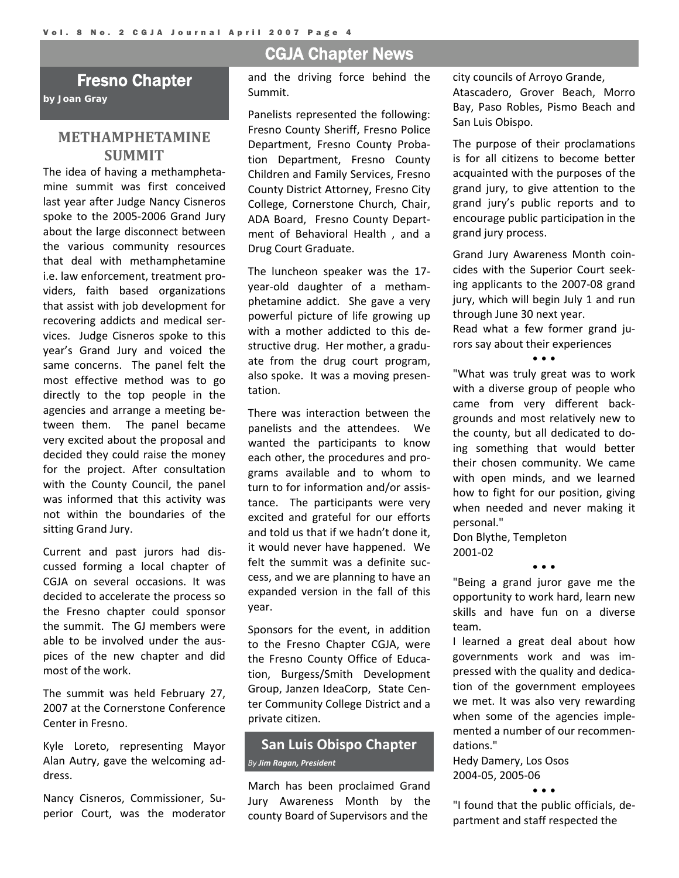# CGJA Chapter News

## Fresno Chapter

**by Joan Gray**

### METHAMPHETAMINE SUMMIT

The idea of having a methamphetamine summit was first conceived last year after Judge Nancy Cisneros spoke to the 2005-2006 Grand Jury about the large disconnect between the various community resources that deal with methamphetamine i.e. law enforcement, treatment providers, faith based organizations that assist with job development for recovering addicts and medical services. Judge Cisneros spoke to this year's Grand Jury and voiced the same concerns. The panel felt the most effective method was to go directly to the top people in the agencies and arrange a meeting between them. The panel became very excited about the proposal and decided they could raise the money for the project. After consultation with the County Council, the panel was informed that this activity was not within the boundaries of the sitting Grand Jury.

Current and past jurors had discussed forming a local chapter of CGJA on several occasions. It was decided to accelerate the process so the Fresno chapter could sponsor the summit. The GJ members were able to be involved under the auspices of the new chapter and did most of the work.

The summit was held February 27, 2007 at the Cornerstone Conference Center in Fresno.

Kyle Loreto, representing Mayor Alan Autry, gave the welcoming address.

Nancy Cisneros, Commissioner, Superior Court, was the moderator and the driving force behind the Summit.

Panelists represented the following: Fresno County Sheriff, Fresno Police Department, Fresno County Probation Department, Fresno County Children and Family Services, Fresno County District Attorney, Fresno City College, Cornerstone Church, Chair, ADA Board, Fresno County Department of Behavioral Health , and a Drug Court Graduate.

The luncheon speaker was the 17-year-old daughter of a methamphetamine addict. She gave a very powerful picture of life growing up with a mother addicted to this destructive drug. Her mother, a graduate from the drug court program, also spoke. It was a moving presentation.

There was interaction between the panelists and the attendees. We wanted the participants to know each other, the procedures and programs available and to whom to turn to for information and/or assistance. The participants were very excited and grateful for our efforts and told us that if we hadn't done it, it would never have happened. We felt the summit was a definite success, and we are planning to have an expanded version in the fall of this year.

Sponsors for the event, in addition to the Fresno Chapter CGJA, were the Fresno County Office of Education, Burgess/Smith Development Group, Janzen IdeaCorp, State Center Community College District and a private citizen.

## San Luis Obispo Chapter

*By* ***Jim Ragan, President***

March has been proclaimed Grand Jury Awareness Month by the county Board of Supervisors and the city councils of Arroyo Grande, Atascadero, Grover Beach, Morro Bay, Paso Robles, Pismo Beach and San Luis Obispo.

The purpose of their proclamations is for all citizens to become better acquainted with the purposes of the grand jury, to give attention to the grand jury's public reports and to encourage public participation in the grand jury process.

Grand Jury Awareness Month coincides with the Superior Court seeking applicants to the 2007-08 grand jury, which will begin July 1 and run through June 30 next year.

Read what a few former grand jurors say about their experiences

• • •

"What was truly great was to work with a diverse group of people who came from very different backgrounds and most relatively new to the county, but all dedicated to doing something that would better their chosen community. We came with open minds, and we learned how to fight for our position, giving when needed and never making it personal."

Don Blythe, Templeton
2001-02

• • •

"Being a grand juror gave me the opportunity to work hard, learn new skills and have fun on a diverse team.

I learned a great deal about how governments work and was impressed with the quality and dedication of the government employees we met. It was also very rewarding when some of the agencies implemented a number of our recommendations."

Hedy Damery, Los Osos
2004-05, 2005-06

• • •

"I found that the public officials, department and staff respected the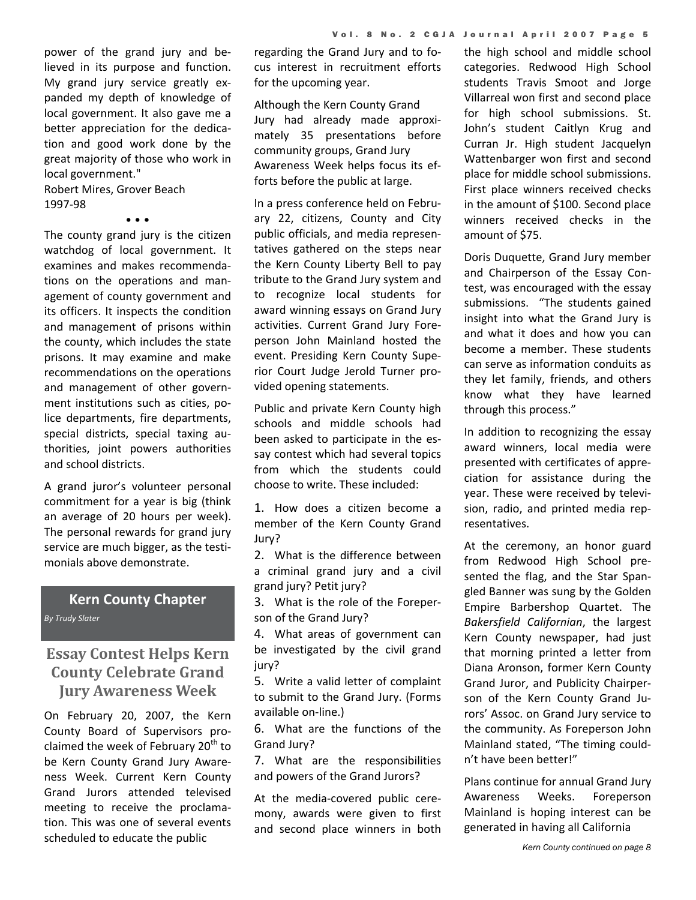power of the grand jury and believed in its purpose and function. My grand jury service greatly expanded my depth of knowledge of local government. It also gave me a better appreciation for the dedication and good work done by the great majority of those who work in local government."

Robert Mires, Grover Beach
1997-98

• • •

The county grand jury is the citizen watchdog of local government. It examines and makes recommendations on the operations and management of county government and its officers. It inspects the condition and management of prisons within the county, which includes the state prisons. It may examine and make recommendations on the operations and management of other government institutions such as cities, police departments, fire departments, special districts, special taxing authorities, joint powers authorities and school districts.

A grand juror's volunteer personal commitment for a year is big (think an average of 20 hours per week). The personal rewards for grand jury service are much bigger, as the testimonials above demonstrate.

## Kern County Chapter

*By Trudy Slater*

## Essay Contest Helps Kern County Celebrate Grand Jury Awareness Week

On February 20, 2007, the Kern County Board of Supervisors proclaimed the week of February 20th to be Kern County Grand Jury Awareness Week. Current Kern County Grand Jurors attended televised meeting to receive the proclamation. This was one of several events scheduled to educate the public regarding the Grand Jury and to focus interest in recruitment efforts for the upcoming year.

Although the Kern County Grand Jury had already made approximately 35 presentations before community groups, Grand Jury Awareness Week helps focus its efforts before the public at large.

In a press conference held on February 22, citizens, County and City public officials, and media representatives gathered on the steps near the Kern County Liberty Bell to pay tribute to the Grand Jury system and to recognize local students for award winning essays on Grand Jury activities. Current Grand Jury Foreperson John Mainland hosted the event. Presiding Kern County Superior Court Judge Jerold Turner provided opening statements.

Public and private Kern County high schools and middle schools had been asked to participate in the essay contest which had several topics from which the students could choose to write. These included:

1. How does a citizen become a member of the Kern County Grand Jury?
2. What is the difference between a criminal grand jury and a civil grand jury? Petit jury?
3. What is the role of the Foreperson of the Grand Jury?
4. What areas of government can be investigated by the civil grand jury?
5. Write a valid letter of complaint to submit to the Grand Jury. (Forms available on-line.)
6. What are the functions of the Grand Jury?
7. What are the responsibilities and powers of the Grand Jurors?

At the media-covered public ceremony, awards were given to first and second place winners in both the high school and middle school categories. Redwood High School students Travis Smoot and Jorge Villarreal won first and second place for high school submissions. St. John's student Caitlyn Krug and Curran Jr. High student Jacquelyn Wattenbarger won first and second place for middle school submissions. First place winners received checks in the amount of $100. Second place winners received checks in the amount of $75.

Doris Duquette, Grand Jury member and Chairperson of the Essay Contest, was encouraged with the essay submissions. "The students gained insight into what the Grand Jury is and what it does and how you can become a member. These students can serve as information conduits as they let family, friends, and others know what they have learned through this process."

In addition to recognizing the essay award winners, local media were presented with certificates of appreciation for assistance during the year. These were received by television, radio, and printed media representatives.

At the ceremony, an honor guard from Redwood High School presented the flag, and the Star Spangled Banner was sung by the Golden Empire Barbershop Quartet. The *Bakersfield Californian*, the largest Kern County newspaper, had just that morning printed a letter from Diana Aronson, former Kern County Grand Juror, and Publicity Chairperson of the Kern County Grand Jurors' Assoc. on Grand Jury service to the community. As Foreperson John Mainland stated, "The timing couldn't have been better!"

Plans continue for annual Grand Jury Awareness Weeks. Foreperson Mainland is hoping interest can be generated in having all California

*Kern County continued on page 8*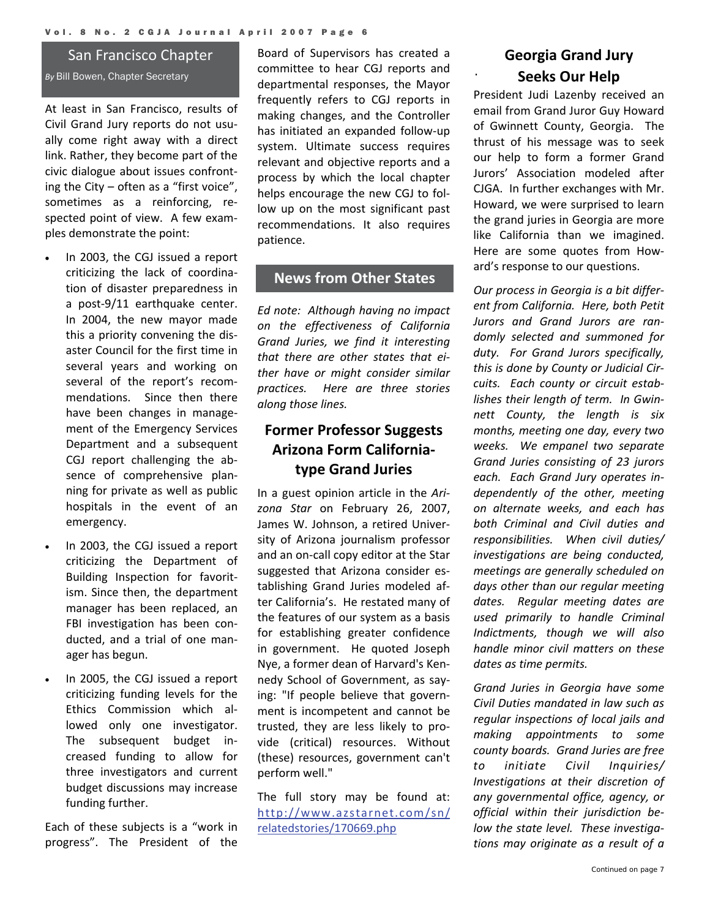## San Francisco Chapter

*By* Bill Bowen, Chapter Secretary

At least in San Francisco, results of Civil Grand Jury reports do not usually come right away with a direct link. Rather, they become part of the civic dialogue about issues confronting the City – often as a "first voice", sometimes as a reinforcing, respected point of view. A few examples demonstrate the point:

- In 2003, the CGJ issued a report criticizing the lack of coordination of disaster preparedness in a post-9/11 earthquake center. In 2004, the new mayor made this a priority convening the disaster Council for the first time in several years and working on several of the report's recommendations. Since then there have been changes in management of the Emergency Services Department and a subsequent CGJ report challenging the absence of comprehensive planning for private as well as public hospitals in the event of an emergency.
- In 2003, the CGJ issued a report criticizing the Department of Building Inspection for favoritism. Since then, the department manager has been replaced, an FBI investigation has been conducted, and a trial of one manager has begun.
- In 2005, the CGJ issued a report criticizing funding levels for the Ethics Commission which allowed only one investigator. The subsequent budget increased funding to allow for three investigators and current budget discussions may increase funding further.

Each of these subjects is a "work in progress". The President of the Board of Supervisors has created a committee to hear CGJ reports and departmental responses, the Mayor frequently refers to CGJ reports in making changes, and the Controller has initiated an expanded follow-up system. Ultimate success requires relevant and objective reports and a process by which the local chapter helps encourage the new CGJ to follow up on the most significant past recommendations. It also requires patience.

## News from Other States

*Ed note: Although having no impact on the effectiveness of California Grand Juries, we find it interesting that there are other states that either have or might consider similar practices. Here are three stories along those lines.*

### Former Professor Suggests Arizona Form California-type Grand Juries

In a guest opinion article in the *Arizona Star* on February 26, 2007, James W. Johnson, a retired University of Arizona journalism professor and an on-call copy editor at the Star suggested that Arizona consider establishing Grand Juries modeled after California's. He restated many of the features of our system as a basis for establishing greater confidence in government. He quoted Joseph Nye, a former dean of Harvard's Kennedy School of Government, as saying: "If people believe that government is incompetent and cannot be trusted, they are less likely to provide (critical) resources. Without (these) resources, government can't perform well."

The full story may be found at: [http://www.azstarnet.com/sn/relatedstories/170669.php](http://www.azstarnet.com/sn/relatedstories/170669.php)

### Georgia Grand Jury Seeks Our Help

President Judi Lazenby received an email from Grand Juror Guy Howard of Gwinnett County, Georgia. The thrust of his message was to seek our help to form a former Grand Jurors' Association modeled after CJGA. In further exchanges with Mr. Howard, we were surprised to learn the grand juries in Georgia are more like California than we imagined. Here are some quotes from Howard's response to our questions.

*Our process in Georgia is a bit different from California. Here, both Petit Jurors and Grand Jurors are randomly selected and summoned for duty. For Grand Jurors specifically, this is done by County or Judicial Circuits. Each county or circuit establishes their length of term. In Gwinnett County, the length is six months, meeting one day, every two weeks. We empanel two separate Grand Juries consisting of 23 jurors each. Each Grand Jury operates independently of the other, meeting on alternate weeks, and each has both Criminal and Civil duties and responsibilities. When civil duties/investigations are being conducted, meetings are generally scheduled on days other than our regular meeting dates. Regular meeting dates are used primarily to handle Criminal Indictments, though we will also handle minor civil matters on these dates as time permits.*

*Grand Juries in Georgia have some Civil Duties mandated in law such as regular inspections of local jails and making appointments to some county boards. Grand Juries are free to initiate Civil Inquiries/Investigations at their discretion of any governmental office, agency, or official within their jurisdiction below the state level. These investigations may originate as a result of a*

Continued on page 7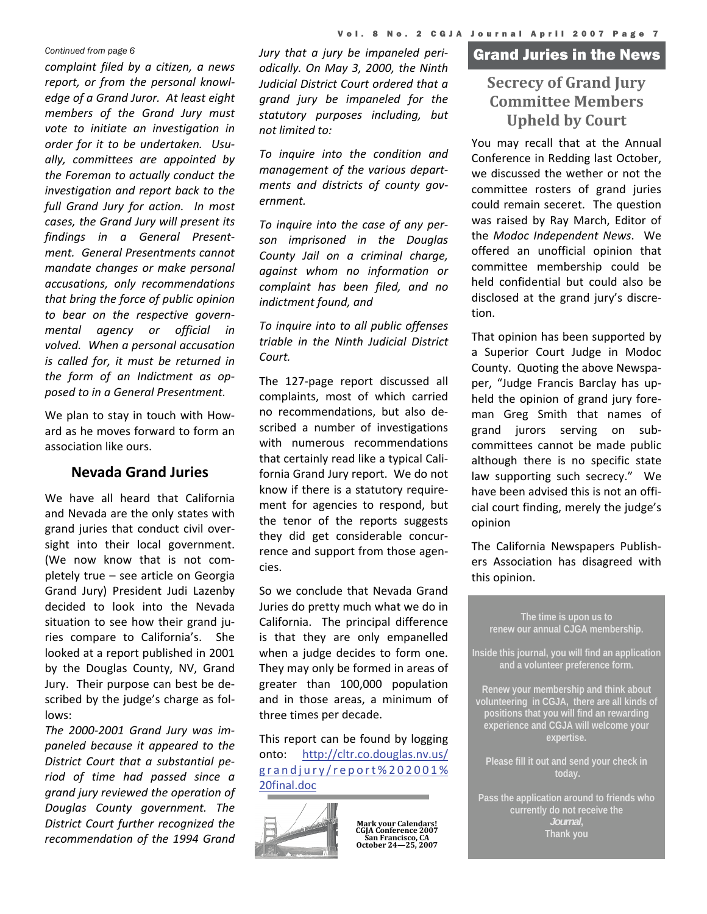*Continued from page 6*

*complaint filed by a citizen, a news report, or from the personal knowledge of a Grand Juror. At least eight members of the Grand Jury must vote to initiate an investigation in order for it to be undertaken. Usually, committees are appointed by the Foreman to actually conduct the investigation and report back to the full Grand Jury for action. In most cases, the Grand Jury will present its findings in a General Presentment. General Presentments cannot mandate changes or make personal accusations, only recommendations that bring the force of public opinion to bear on the respective governmental agency or official in volved. When a personal accusation is called for, it must be returned in the form of an Indictment as opposed to in a General Presentment.*

We plan to stay in touch with Howard as he moves forward to form an association like ours.

## Nevada Grand Juries

We have all heard that California and Nevada are the only states with grand juries that conduct civil oversight into their local government. (We now know that is not completely true – see article on Georgia Grand Jury) President Judi Lazenby decided to look into the Nevada situation to see how their grand juries compare to California's. She looked at a report published in 2001 by the Douglas County, NV, Grand Jury. Their purpose can best be described by the judge's charge as follows:

*The 2000-2001 Grand Jury was impaneled because it appeared to the District Court that a substantial period of time had passed since a grand jury reviewed the operation of Douglas County government. The District Court further recognized the recommendation of the 1994 Grand Jury that a jury be impaneled periodically. On May 3, 2000, the Ninth Judicial District Court ordered that a grand jury be impaneled for the statutory purposes including, but not limited to:*

*To inquire into the condition and management of the various departments and districts of county government.*

*To inquire into the case of any person imprisoned in the Douglas County Jail on a criminal charge, against whom no information or complaint has been filed, and no indictment found, and*

*To inquire into to all public offenses triable in the Ninth Judicial District Court.*

The 127-page report discussed all complaints, most of which carried no recommendations, but also described a number of investigations with numerous recommendations that certainly read like a typical California Grand Jury report. We do not know if there is a statutory requirement for agencies to respond, but the tenor of the reports suggests they did get considerable concurrence and support from those agencies.

So we conclude that Nevada Grand Juries do pretty much what we do in California. The principal difference is that they are only empanelled when a judge decides to form one. They may only be formed in areas of greater than 100,000 population and in those areas, a minimum of three times per decade.

This report can be found by logging onto: [http://cltr.co.douglas.nv.us/grandjury/report%202001%20final.doc](http://cltr.co.douglas.nv.us/grandjury/report%202001%20final.doc)

**Mark your Calendars!**
**CGJA Conference 2007**
**San Francisco, CA**
**October 24—25, 2007**

## Grand Juries in the News

### Secrecy of Grand Jury Committee Members Upheld by Court

You may recall that at the Annual Conference in Redding last October, we discussed the wether or not the committee rosters of grand juries could remain seceret. The question was raised by Ray March, Editor of the *Modoc Independent News*. We offered an unofficial opinion that committee membership could be held confidential but could also be disclosed at the grand jury's discretion.

That opinion has been supported by a Superior Court Judge in Modoc County. Quoting the above Newspaper, "Judge Francis Barclay has upheld the opinion of grand jury foreman Greg Smith that names of grand jurors serving on subcommittees cannot be made public although there is no specific state law supporting such secrecy." We have been advised this is not an official court finding, merely the judge's opinion

The California Newspapers Publishers Association has disagreed with this opinion.

**The time is upon us to renew our annual CJGA membership.**

**Inside this journal, you will find an application and a volunteer preference form.**

**Renew your membership and think about volunteering in CGJA, there are all kinds of positions that you will find an rewarding experience and CGJA will welcome your expertise.**

**Please fill it out and send your check in today.**

**Pass the application around to friends who currently do not receive the *Journal*, Thank you**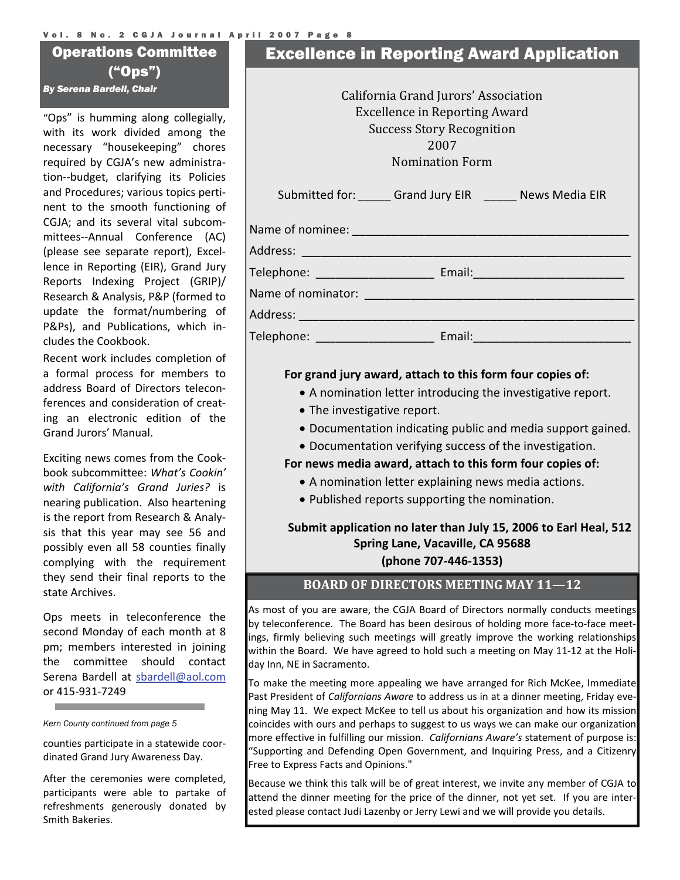## Operations Committee ("Ops")

***By Serena Bardell, Chair***

"Ops" is humming along collegially, with its work divided among the necessary "housekeeping" chores required by CGJA's new administration--budget, clarifying its Policies and Procedures; various topics pertinent to the smooth functioning of CGJA; and its several vital subcommittees--Annual Conference (AC) (please see separate report), Excellence in Reporting (EIR), Grand Jury Reports Indexing Project (GRIP)/ Research & Analysis, P&P (formed to update the format/numbering of P&Ps), and Publications, which includes the Cookbook.

Recent work includes completion of a formal process for members to address Board of Directors teleconferences and consideration of creating an electronic edition of the Grand Jurors' Manual.

Exciting news comes from the Cookbook subcommittee: *What's Cookin' with California's Grand Juries?* is nearing publication. Also heartening is the report from Research & Analysis that this year may see 56 and possibly even all 58 counties finally complying with the requirement they send their final reports to the state Archives.

Ops meets in teleconference the second Monday of each month at 8 pm; members interested in joining the committee should contact Serena Bardell at sbardell@aol.com or 415-931-7249

*Kern County continued from page 5*

counties participate in a statewide coordinated Grand Jury Awareness Day.

After the ceremonies were completed, participants were able to partake of refreshments generously donated by Smith Bakeries.

## Excellence in Reporting Award Application

California Grand Jurors' Association
Excellence in Reporting Award
Success Story Recognition
2007
Nomination Form

Submitted for: _____ Grand Jury EIR _____ News Media EIR

Name of nominee: ________________________________________

Address: ________________________________________________

Telephone: _________________ Email:______________________

Name of nominator: _______________________________________

Address: ________________________________________________

Telephone: _________________ Email:______________________

**For grand jury award, attach to this form four copies of:**

- A nomination letter introducing the investigative report.
- The investigative report.
- Documentation indicating public and media support gained.
- Documentation verifying success of the investigation.

**For news media award, attach to this form four copies of:**

- A nomination letter explaining news media actions.
- Published reports supporting the nomination.

**Submit application no later than July 15, 2006 to Earl Heal, 512 Spring Lane, Vacaville, CA 95688 (phone 707-446-1353)**

## BOARD OF DIRECTORS MEETING MAY 11—12

As most of you are aware, the CGJA Board of Directors normally conducts meetings by teleconference. The Board has been desirous of holding more face-to-face meetings, firmly believing such meetings will greatly improve the working relationships within the Board. We have agreed to hold such a meeting on May 11-12 at the Holiday Inn, NE in Sacramento.

To make the meeting more appealing we have arranged for Rich McKee, Immediate Past President of *Californians Aware* to address us in at a dinner meeting, Friday evening May 11. We expect McKee to tell us about his organization and how its mission coincides with ours and perhaps to suggest to us ways we can make our organization more effective in fulfilling our mission. *Californians Aware's* statement of purpose is: "Supporting and Defending Open Government, and Inquiring Press, and a Citizenry Free to Express Facts and Opinions."

Because we think this talk will be of great interest, we invite any member of CGJA to attend the dinner meeting for the price of the dinner, not yet set. If you are interested please contact Judi Lazenby or Jerry Lewi and we will provide you details.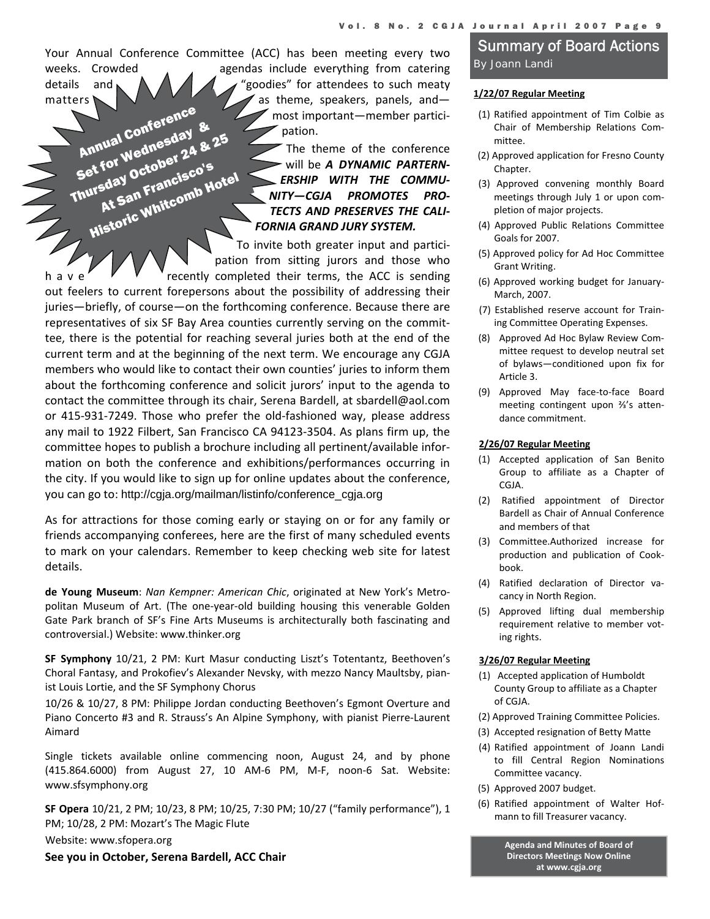Your Annual Conference Committee (ACC) has been meeting every two weeks. Crowded agendas include everything from catering details and "goodies" for attendees to such meaty matters as theme, speakers, panels, and—most important—member participation.

**Annual Conference Set for Wednesday & Thursday October 24 & 25 At San Francisco's Historic Whitcomb Hotel**

The theme of the conference will be ***A DYNAMIC PARTERNERSHIP WITH THE COMMUNITY—CGJA PROMOTES PROTECTS AND PRESERVES THE CALIFORNIA GRAND JURY SYSTEM.***

To invite both greater input and participation from sitting jurors and those who have recently completed their terms, the ACC is sending out feelers to current forepersons about the possibility of addressing their juries—briefly, of course—on the forthcoming conference. Because there are representatives of six SF Bay Area counties currently serving on the committee, there is the potential for reaching several juries both at the end of the current term and at the beginning of the next term. We encourage any CGJA members who would like to contact their own counties' juries to inform them about the forthcoming conference and solicit jurors' input to the agenda to contact the committee through its chair, Serena Bardell, at sbardell@aol.com or 415-931-7249. Those who prefer the old-fashioned way, please address any mail to 1922 Filbert, San Francisco CA 94123-3504. As plans firm up, the committee hopes to publish a brochure including all pertinent/available information on both the conference and exhibitions/performances occurring in the city. If you would like to sign up for online updates about the conference, you can go to: http://cgja.org/mailman/listinfo/conference_cgja.org

As for attractions for those coming early or staying on or for any family or friends accompanying conferees, here are the first of many scheduled events to mark on your calendars. Remember to keep checking web site for latest details.

**de Young Museum**: *Nan Kempner: American Chic*, originated at New York's Metropolitan Museum of Art. (The one-year-old building housing this venerable Golden Gate Park branch of SF's Fine Arts Museums is architecturally both fascinating and controversial.) Website: www.thinker.org

**SF Symphony** 10/21, 2 PM: Kurt Masur conducting Liszt's Totentantz, Beethoven's Choral Fantasy, and Prokofiev's Alexander Nevsky, with mezzo Nancy Maultsby, pianist Louis Lortie, and the SF Symphony Chorus

10/26 & 10/27, 8 PM: Philippe Jordan conducting Beethoven's Egmont Overture and Piano Concerto #3 and R. Strauss's An Alpine Symphony, with pianist Pierre-Laurent Aimard

Single tickets available online commencing noon, August 24, and by phone (415.864.6000) from August 27, 10 AM-6 PM, M-F, noon-6 Sat. Website: www.sfsymphony.org

**SF Opera** 10/21, 2 PM; 10/23, 8 PM; 10/25, 7:30 PM; 10/27 ("family performance"), 1 PM; 10/28, 2 PM: Mozart's The Magic Flute

Website: www.sfopera.org

**See you in October, Serena Bardell, ACC Chair**

## Summary of Board Actions

By Joann Landi

**1/22/07 Regular Meeting**

(1) Ratified appointment of Tim Colbie as Chair of Membership Relations Committee.
(2) Approved application for Fresno County Chapter.
(3) Approved convening monthly Board meetings through July 1 or upon completion of major projects.
(4) Approved Public Relations Committee Goals for 2007.
(5) Approved policy for Ad Hoc Committee Grant Writing.
(6) Approved working budget for January-March, 2007.
(7) Established reserve account for Training Committee Operating Expenses.
(8) Approved Ad Hoc Bylaw Review Committee request to develop neutral set of bylaws—conditioned upon fix for Article 3.
(9) Approved May face-to-face Board meeting contingent upon ⅔'s attendance commitment.

**2/26/07 Regular Meeting**

(1) Accepted application of San Benito Group to affiliate as a Chapter of CGJA.
(2) Ratified appointment of Director Bardell as Chair of Annual Conference and members of that
(3) Committee.Authorized increase for production and publication of Cookbook.
(4) Ratified declaration of Director vacancy in North Region.
(5) Approved lifting dual membership requirement relative to member voting rights.

**3/26/07 Regular Meeting**

(1) Accepted application of Humboldt County Group to affiliate as a Chapter of CGJA.
(2) Approved Training Committee Policies.
(3) Accepted resignation of Betty Matte
(4) Ratified appointment of Joann Landi to fill Central Region Nominations Committee vacancy.
(5) Approved 2007 budget.
(6) Ratified appointment of Walter Hofmann to fill Treasurer vacancy.

**Agenda and Minutes of Board of Directors Meetings Now Online at www.cgja.org**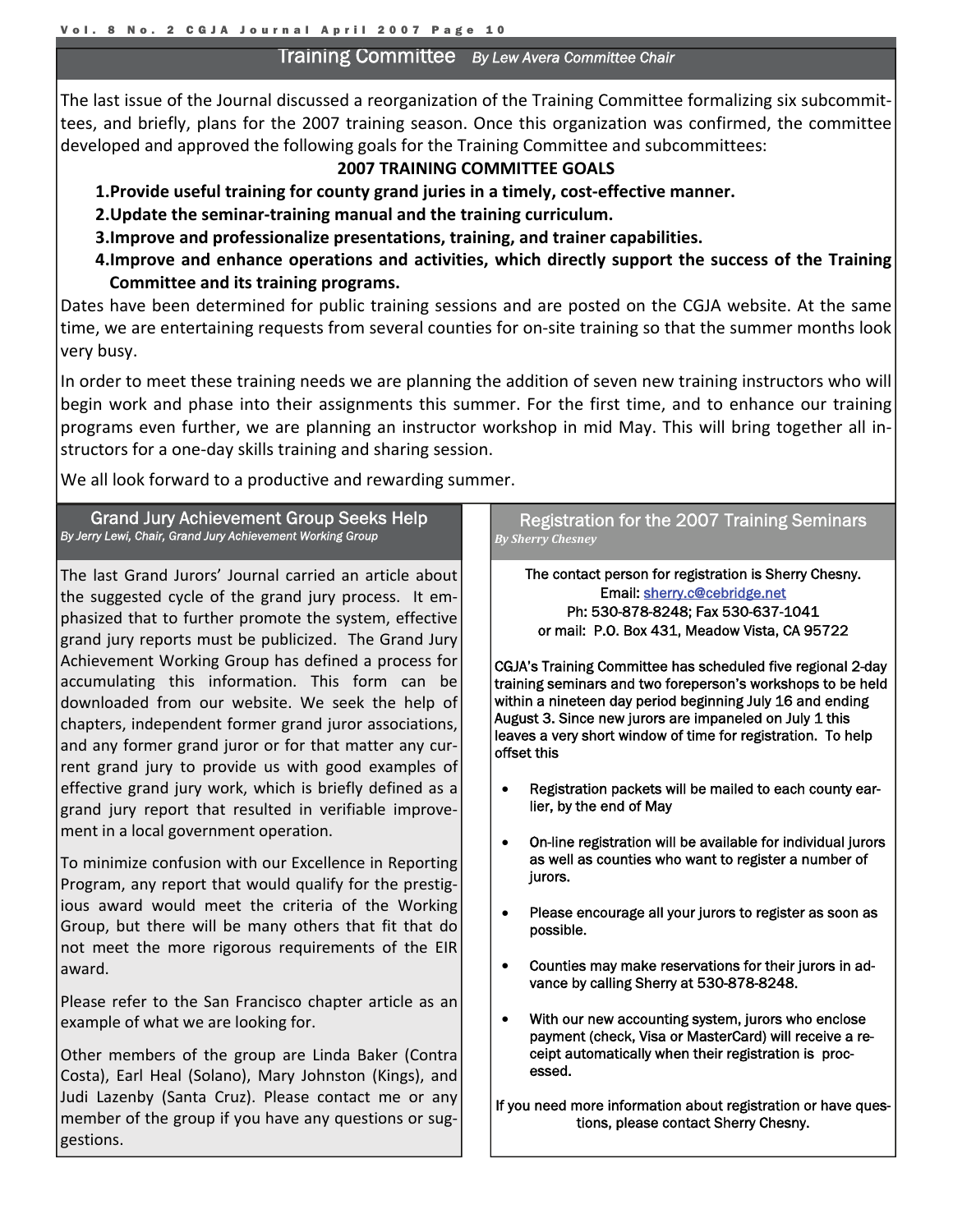## Training Committee *By Lew Avera Committee Chair*

The last issue of the Journal discussed a reorganization of the Training Committee formalizing six subcommittees, and briefly, plans for the 2007 training season. Once this organization was confirmed, the committee developed and approved the following goals for the Training Committee and subcommittees:

**2007 TRAINING COMMITTEE GOALS**

1. **Provide useful training for county grand juries in a timely, cost-effective manner.**
2. **Update the seminar-training manual and the training curriculum.**
3. **Improve and professionalize presentations, training, and trainer capabilities.**
4. **Improve and enhance operations and activities, which directly support the success of the Training Committee and its training programs.**

Dates have been determined for public training sessions and are posted on the CGJA website. At the same time, we are entertaining requests from several counties for on-site training so that the summer months look very busy.

In order to meet these training needs we are planning the addition of seven new training instructors who will begin work and phase into their assignments this summer. For the first time, and to enhance our training programs even further, we are planning an instructor workshop in mid May. This will bring together all instructors for a one-day skills training and sharing session.

We all look forward to a productive and rewarding summer.

## Grand Jury Achievement Group Seeks Help

*By Jerry Lewi, Chair, Grand Jury Achievement Working Group*

The last Grand Jurors' Journal carried an article about the suggested cycle of the grand jury process. It emphasized that to further promote the system, effective grand jury reports must be publicized. The Grand Jury Achievement Working Group has defined a process for accumulating this information. This form can be downloaded from our website. We seek the help of chapters, independent former grand juror associations, and any former grand juror or for that matter any current grand jury to provide us with good examples of effective grand jury work, which is briefly defined as a grand jury report that resulted in verifiable improvement in a local government operation.

To minimize confusion with our Excellence in Reporting Program, any report that would qualify for the prestigious award would meet the criteria of the Working Group, but there will be many others that fit that do not meet the more rigorous requirements of the EIR award.

Please refer to the San Francisco chapter article as an example of what we are looking for.

Other members of the group are Linda Baker (Contra Costa), Earl Heal (Solano), Mary Johnston (Kings), and Judi Lazenby (Santa Cruz). Please contact me or any member of the group if you have any questions or suggestions.

## Registration for the 2007 Training Seminars

*By Sherry Chesney*

The contact person for registration is Sherry Chesny.
Email: sherry.c@cebridge.net
Ph: 530-878-8248; Fax 530-637-1041
or mail: P.O. Box 431, Meadow Vista, CA 95722

CGJA's Training Committee has scheduled five regional 2-day training seminars and two foreperson's workshops to be held within a nineteen day period beginning July 16 and ending August 3. Since new jurors are impaneled on July 1 this leaves a very short window of time for registration. To help offset this

- Registration packets will be mailed to each county earlier, by the end of May
- On-line registration will be available for individual jurors as well as counties who want to register a number of jurors.
- Please encourage all your jurors to register as soon as possible.
- Counties may make reservations for their jurors in advance by calling Sherry at 530-878-8248.
- With our new accounting system, jurors who enclose payment (check, Visa or MasterCard) will receive a receipt automatically when their registration is processed.

If you need more information about registration or have questions, please contact Sherry Chesny.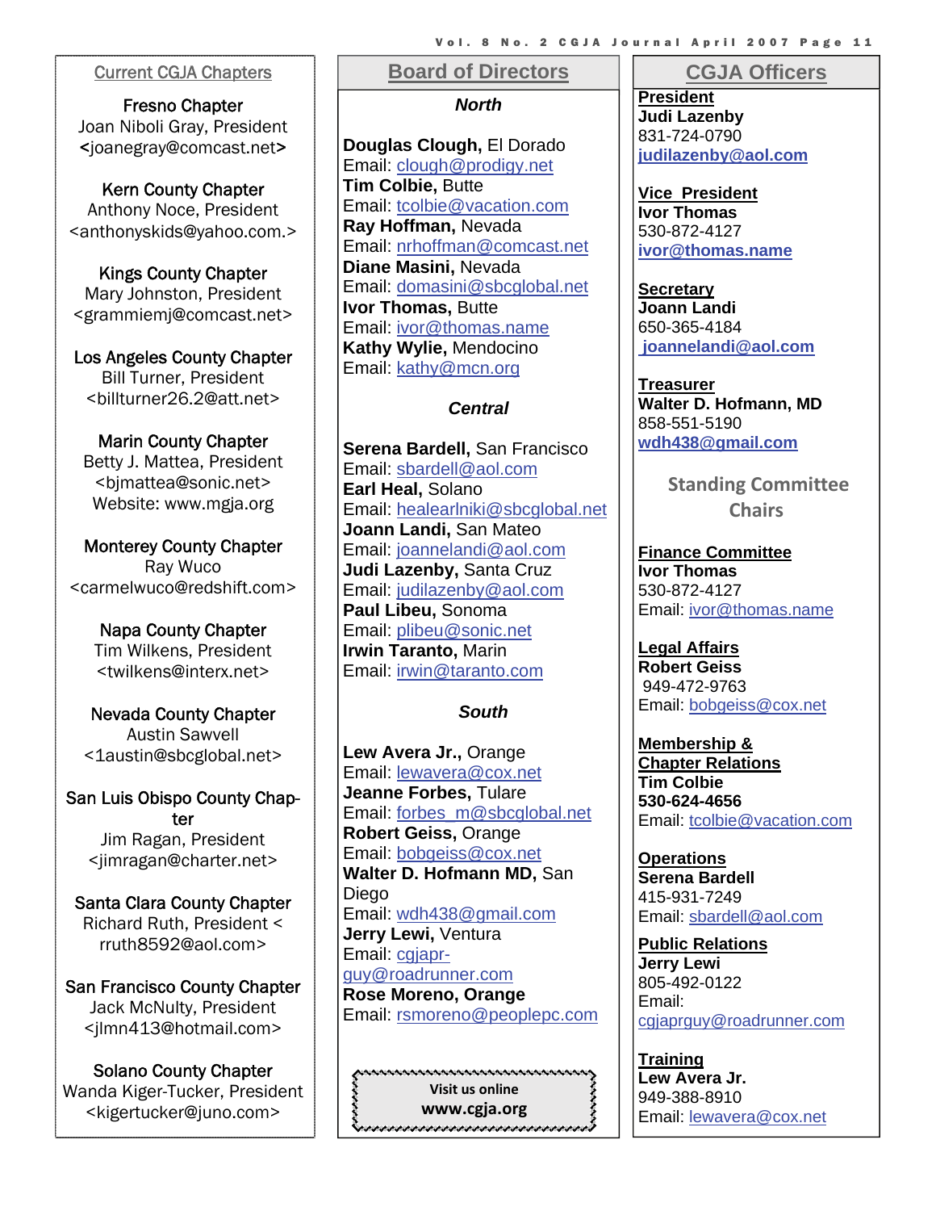## Current CGJA Chapters

**Fresno Chapter**
Joan Niboli Gray, President
<joanegray@comcast.net>

**Kern County Chapter**
Anthony Noce, President
<anthonyskids@yahoo.com.>

**Kings County Chapter**
Mary Johnston, President
<grammiemj@comcast.net>

**Los Angeles County Chapter**
Bill Turner, President
<billturner26.2@att.net>

**Marin County Chapter**
Betty J. Mattea, President
<bjmattea@sonic.net>
Website: www.mgja.org

**Monterey County Chapter**
Ray Wuco
<carmelwuco@redshift.com>

**Napa County Chapter**
Tim Wilkens, President
<twilkens@interx.net>

**Nevada County Chapter**
Austin Sawvell
<1austin@sbcglobal.net>

**San Luis Obispo County Chapter**
Jim Ragan, President
<jimragan@charter.net>

**Santa Clara County Chapter**
Richard Ruth, President <rruth8592@aol.com>

**San Francisco County Chapter**
Jack McNulty, President
<jlmn413@hotmail.com>

**Solano County Chapter**
Wanda Kiger-Tucker, President
<kigertucker@juno.com>

## Board of Directors

### *North*

**Douglas Clough,** El Dorado
Email: clough@prodigy.net
**Tim Colbie,** Butte
Email: tcolbie@vacation.com
**Ray Hoffman,** Nevada
Email: nrhoffman@comcast.net
**Diane Masini,** Nevada
Email: domasini@sbcglobal.net
**Ivor Thomas,** Butte
Email: ivor@thomas.name
**Kathy Wylie,** Mendocino
Email: kathy@mcn.org

### *Central*

**Serena Bardell,** San Francisco
Email: sbardell@aol.com
**Earl Heal,** Solano
Email: healearlniki@sbcglobal.net
**Joann Landi,** San Mateo
Email: joannelandi@aol.com
**Judi Lazenby,** Santa Cruz
Email: judilazenby@aol.com
**Paul Libeu,** Sonoma
Email: plibeu@sonic.net
**Irwin Taranto,** Marin
Email: irwin@taranto.com

### *South*

**Lew Avera Jr.,** Orange
Email: lewavera@cox.net
**Jeanne Forbes,** Tulare
Email: forbes_m@sbcglobal.net
**Robert Geiss,** Orange
Email: bobgeiss@cox.net
**Walter D. Hofmann MD,** San Diego
Email: wdh438@gmail.com
**Jerry Lewi,** Ventura
Email: cgjaprguy@roadrunner.com
**Rose Moreno, Orange**
Email: rsmoreno@peoplepc.com

**Visit us online**
**www.cgja.org**

## CGJA Officers

**President**
**Judi Lazenby**
831-724-0790
**judilazenby@aol.com**

**Vice President**
**Ivor Thomas**
530-872-4127
**ivor@thomas.name**

**Secretary**
**Joann Landi**
650-365-4184
**joannelandi@aol.com**

**Treasurer**
**Walter D. Hofmann, MD**
858-551-5190
**wdh438@gmail.com**

### Standing Committee Chairs

**Finance Committee**
**Ivor Thomas**
530-872-4127
Email: ivor@thomas.name

**Legal Affairs**
**Robert Geiss**
949-472-9763
Email: bobgeiss@cox.net

**Membership & Chapter Relations**
**Tim Colbie**
**530-624-4656**
Email: tcolbie@vacation.com

**Operations**
**Serena Bardell**
415-931-7249
Email: sbardell@aol.com

**Public Relations**
**Jerry Lewi**
805-492-0122
Email: cgjaprguy@roadrunner.com

**Training**
**Lew Avera Jr.**
949-388-8910
Email: lewavera@cox.net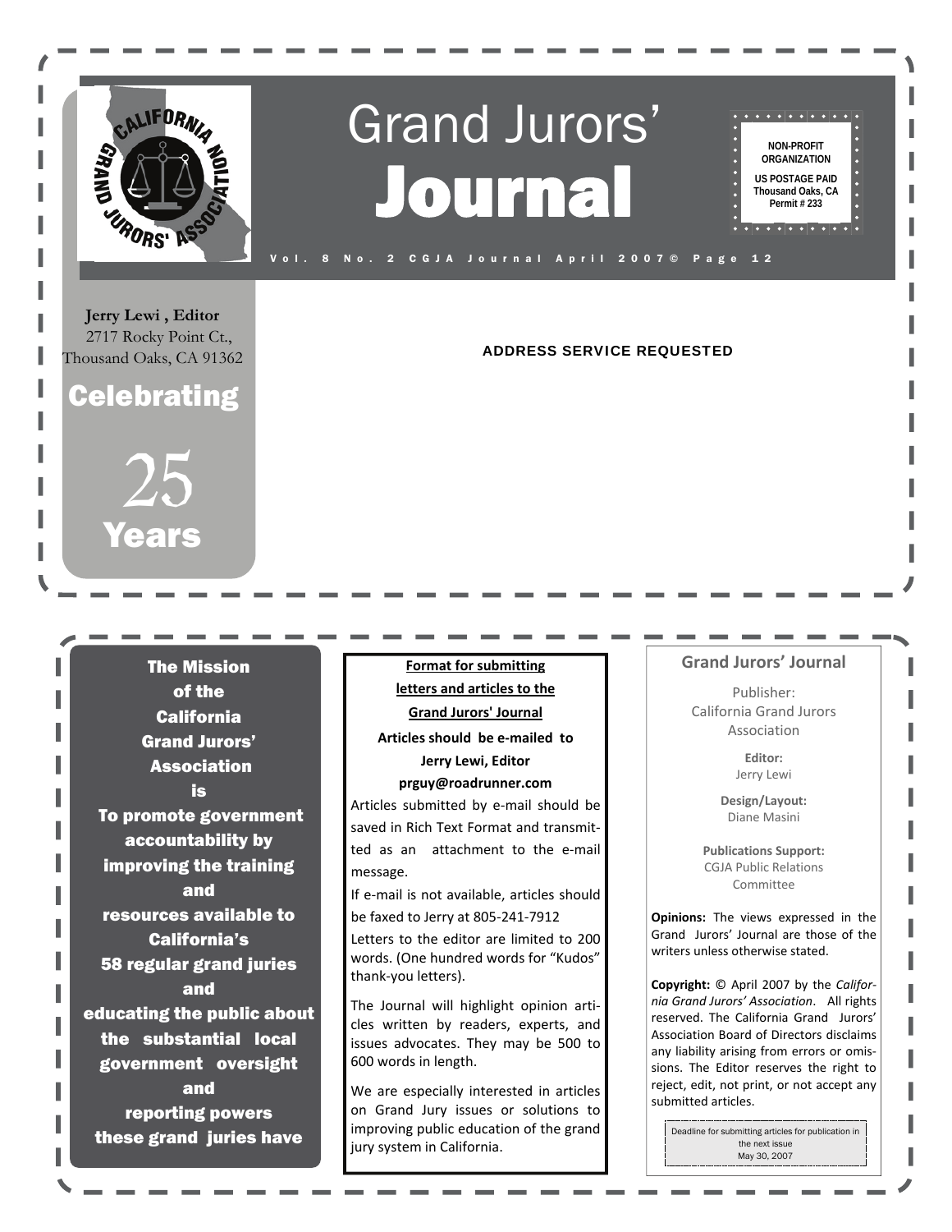# Grand Jurors' Journal

NON-PROFIT ORGANIZATION
US POSTAGE PAID
Thousand Oaks, CA
Permit # 233

**Jerry Lewi , Editor**
2717 Rocky Point Ct.,
Thousand Oaks, CA 91362

ADDRESS SERVICE REQUESTED

Celebrating 25 Years

**The Mission of the California Grand Jurors' Association is To promote government accountability by improving the training and resources available to California's 58 regular grand juries and educating the public about the substantial local government oversight and reporting powers these grand juries have**

**Format for submitting letters and articles to the Grand Jurors' Journal**

**Articles should be e-mailed to Jerry Lewi, Editor**
**prguy@roadrunner.com**

Articles submitted by e-mail should be saved in Rich Text Format and transmitted as an attachment to the e-mail message.

If e-mail is not available, articles should be faxed to Jerry at 805-241-7912

Letters to the editor are limited to 200 words. (One hundred words for "Kudos" thank-you letters).

The Journal will highlight opinion articles written by readers, experts, and issues advocates. They may be 500 to 600 words in length.

We are especially interested in articles on Grand Jury issues or solutions to improving public education of the grand jury system in California.

**Grand Jurors' Journal**

Publisher:
California Grand Jurors Association

**Editor:**
Jerry Lewi

**Design/Layout:**
Diane Masini

**Publications Support:**
CGJA Public Relations Committee

**Opinions:** The views expressed in the Grand Jurors' Journal are those of the writers unless otherwise stated.

**Copyright:** © April 2007 by the *California Grand Jurors' Association*. All rights reserved. The California Grand Jurors' Association Board of Directors disclaims any liability arising from errors or omissions. The Editor reserves the right to reject, edit, not print, or not accept any submitted articles.

Deadline for submitting articles for publication in the next issue May 30, 2007